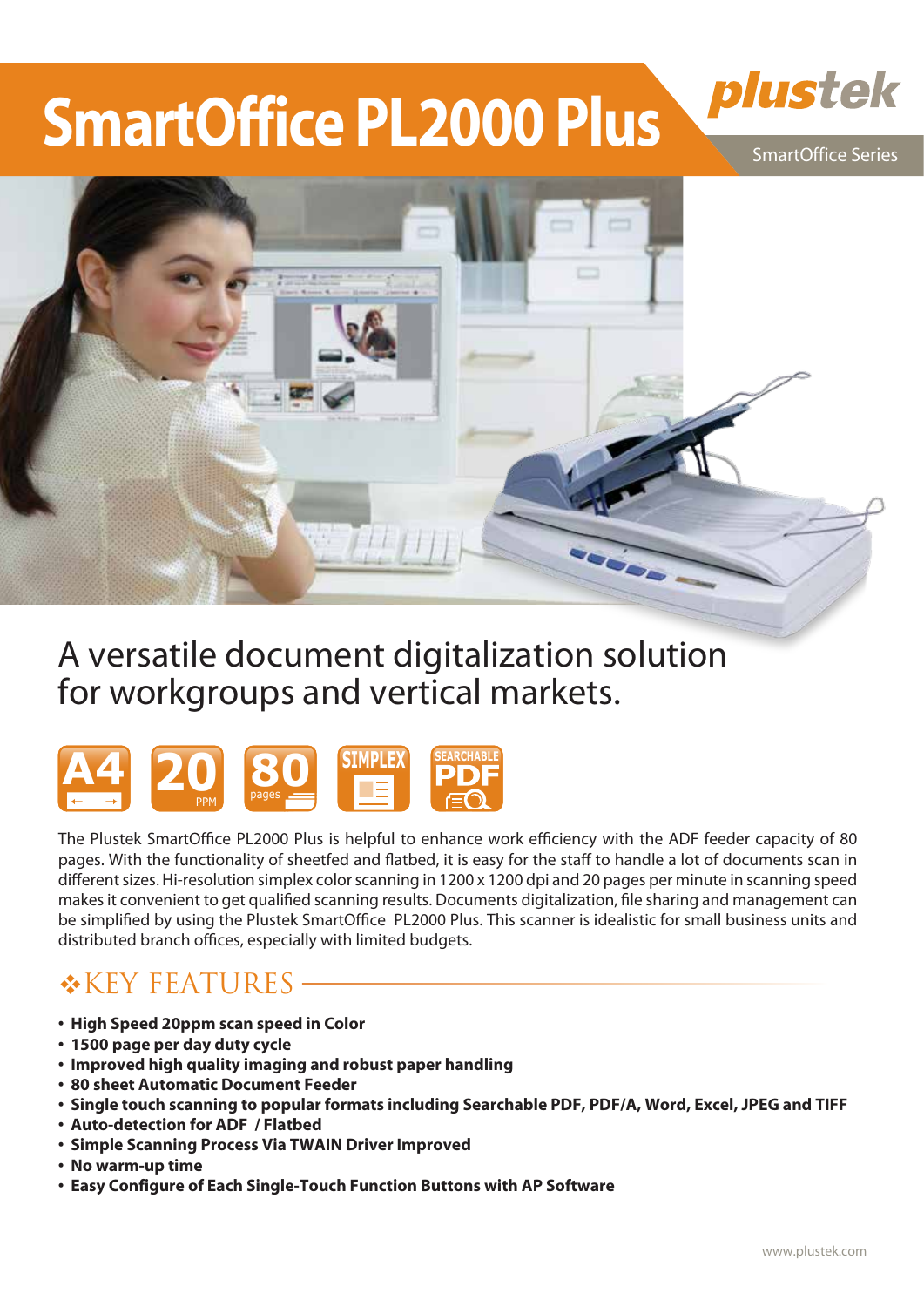# SmartOffice PL2000 Plus

plustek

SmartOffice Series

## A versatile document digitalization solution for workgroups and vertical markets.

A4 | 20 PPM | 80 pages | SIMPLEX | SEARCHABLE PDF

The Plustek SmartOffice PL2000 Plus is helpful to enhance work efficiency with the ADF feeder capacity of 80 pages. With the functionality of sheetfed and flatbed, it is easy for the staff to handle a lot of documents scan in different sizes. Hi-resolution simplex color scanning in 1200 x 1200 dpi and 20 pages per minute in scanning speed makes it convenient to get qualified scanning results. Documents digitalization, file sharing and management can be simplified by using the Plustek SmartOffice PL2000 Plus. This scanner is idealistic for small business units and distributed branch offices, especially with limited budgets.

## KEY FEATURES

- **High Speed 20ppm scan speed in Color**
- **1500 page per day duty cycle**
- **Improved high quality imaging and robust paper handling**
- **80 sheet Automatic Document Feeder**
- **Single touch scanning to popular formats including Searchable PDF, PDF/A, Word, Excel, JPEG and TIFF**
- **Auto-detection for ADF / Flatbed**
- **Simple Scanning Process Via TWAIN Driver Improved**
- **No warm-up time**
- **Easy Configure of Each Single-Touch Function Buttons with AP Software**

www.plustek.com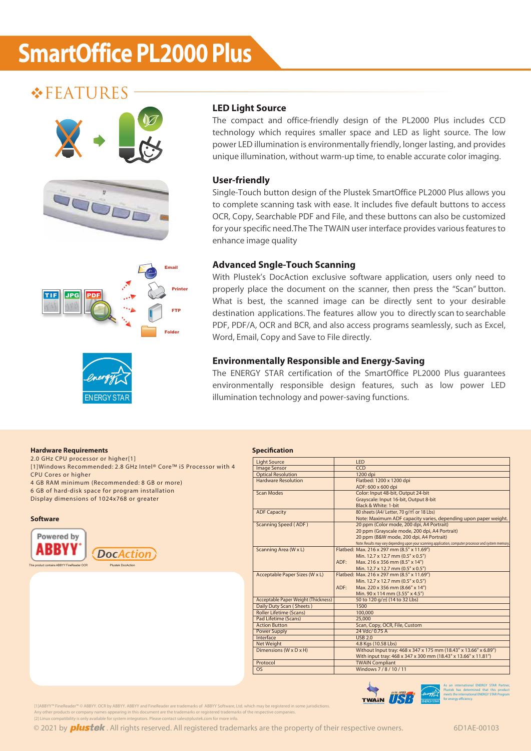# SmartOffice PL2000 Plus

## ❖FEATURES

### LED Light Source

The compact and office-friendly design of the PL2000 Plus includes CCD technology which requires smaller space and LED as light source. The low power LED illumination is environmentally friendly, longer lasting, and provides unique illumination, without warm-up time, to enable accurate color imaging.

### User-friendly

Single-Touch button design of the Plustek SmartOffice PL2000 Plus allows you to complete scanning task with ease. It includes five default buttons to access OCR, Copy, Searchable PDF and File, and these buttons can also be customized for your specific need.The The TWAIN user interface provides various features to enhance image quality

### Advanced Sngle-Touch Scanning

With Plustek's DocAction exclusive software application, users only need to properly place the document on the scanner, then press the "Scan" button. What is best, the scanned image can be directly sent to your desirable destination applications. The features allow you to directly scan to searchable PDF, PDF/A, OCR and BCR, and also access programs seamlessly, such as Excel, Word, Email, Copy and Save to File directly.

### Environmentally Responsible and Energy-Saving

The ENERGY STAR certification of the SmartOffice PL2000 Plus guarantees environmentally responsible design features, such as low power LED illumination technology and power-saving functions.

#### Hardware Requirements

2.0 GHz CPU processor or higher[1]
[1]Windows Recommended: 2.8 GHz Intel® Core™ i5 Processor with 4 CPU Cores or higher
4 GB RAM minimum (Recommended: 8 GB or more)
6 GB of hard-disk space for program installation
Display dimensions of 1024x768 or greater

#### Software

This product contains ABBYY FineReader OCR

Plustek DocAction

#### Specification

| | |
|---|---|
| Light Source | LED |
| Image Sensor | CCD |
| Optical Resolution | 1200 dpi |
| Hardware Resolution | Flatbed: 1200 x 1200 dpi<br>ADF: 600 x 600 dpi |
| Scan Modes | Color: Input 48-bit, Output 24-bit<br>Grayscale: Input 16-bit, Output 8-bit<br>Black & White: 1-bit |
| ADF Capacity | 80 sheets (A4/ Letter, 70 g/m² or 18 Lbs)<br>Note: Maximum ADF capacity varies, depending upon paper weight. |
| Scanning Speed ( ADF ) | 20 ppm (Color mode, 200 dpi, A4 Portrait)<br>20 ppm (Grayscale mode, 200 dpi, A4 Portrait)<br>20 ppm (B&W mode, 200 dpi, A4 Portrait)<br>Note: Results may vary depending upon your scanning application, computer processor and system memory. |
| Scanning Area (W x L) | Flatbed: Max. 216 x 297 mm (8.5" x 11.69")<br>Min. 12.7 x 12.7 mm (0.5" x 0.5")<br>ADF: Max. 216 x 356 mm (8.5" x 14")<br>Min. 12.7 x 12.7 mm (0.5" x 0.5") |
| Acceptable Paper Sizes (W x L) | Flatbed: Max. 216 x 297 mm (8.5" x 11.69")<br>Min. 12.7 x 12.7 mm (0.5" x 0.5")<br>ADF: Max. 220 x 356 mm (8.66" x 14")<br>Min. 90 x 114 mm (3.55" x 4.5") |
| Acceptable Paper Weight (Thickness) | 50 to 120 g/m² (14 to 32 Lbs) |
| Daily Duty Scan ( Sheets ) | 1500 |
| Roller Lifetime (Scans) | 100,000 |
| Pad Lifetime (Scans) | 25,000 |
| Action Button | Scan, Copy, OCR, File, Custom |
| Power Supply | 24 Vdc/ 0.75 A |
| Interface | USB 2.0 |
| Net Weight | 4.8 Kgs (10.58 Lbs) |
| Dimensions (W x D x H) | Without Input tray: 468 x 347 x 175 mm (18.43" x 13.66" x 6.89")<br>With input tray: 468 x 347 x 300 mm (18.43" x 13.66" x 11.81") |
| Protocol | TWAIN Compliant |
| OS | Windows 7 / 8 / 10 / 11 |

As an international ENERGY STAR Partner, Plustek has determined that this product meets the international ENERGY STAR Program for energy efficiency.

[1]ABBYY™ FineReader™ © ABBYY. OCR by ABBYY. ABBYY and FineReader are trademarks of ABBYY Software, Ltd. which may be registered in some jurisdictions.
Any other products or company names appearing in this document are the trademarks or registered trademarks of the respective companies.
[2] Linux compatibility is only available for system integrators. Please contact sales@plustek.com for more info.

© 2021 by plustek. All rights reserved. All registered trademarks are the property of their respective owners.

6D1AE-00103